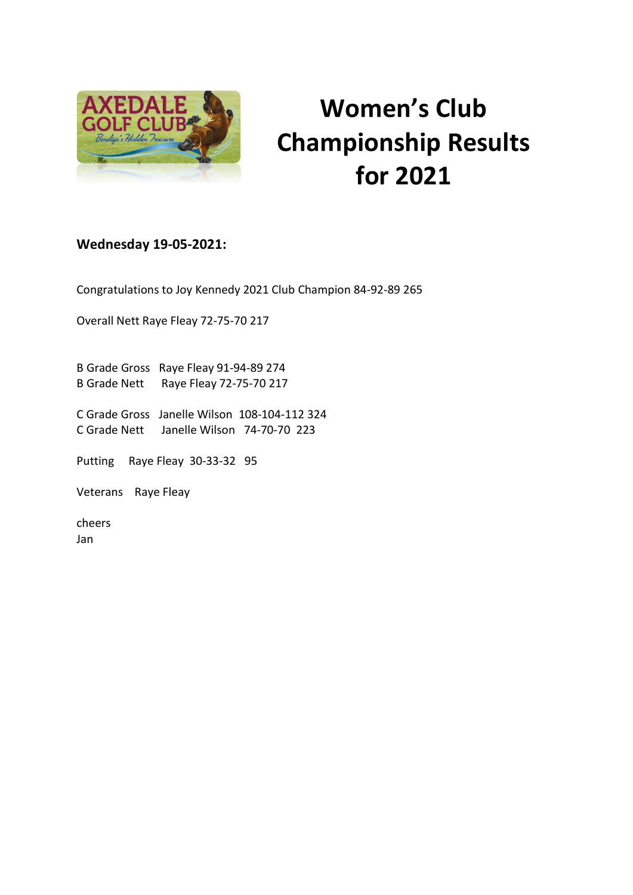# Women's Club Championship Results for 2021

**Wednesday 19-05-2021:**

Congratulations to Joy Kennedy 2021 Club Champion 84-92-89 265

Overall Nett Raye Fleay 72-75-70 217

B Grade Gross Raye Fleay 91-94-89 274
B Grade Nett Raye Fleay 72-75-70 217

C Grade Gross Janelle Wilson 108-104-112 324
C Grade Nett Janelle Wilson 74-70-70 223

Putting Raye Fleay 30-33-32 95

Veterans Raye Fleay

cheers
Jan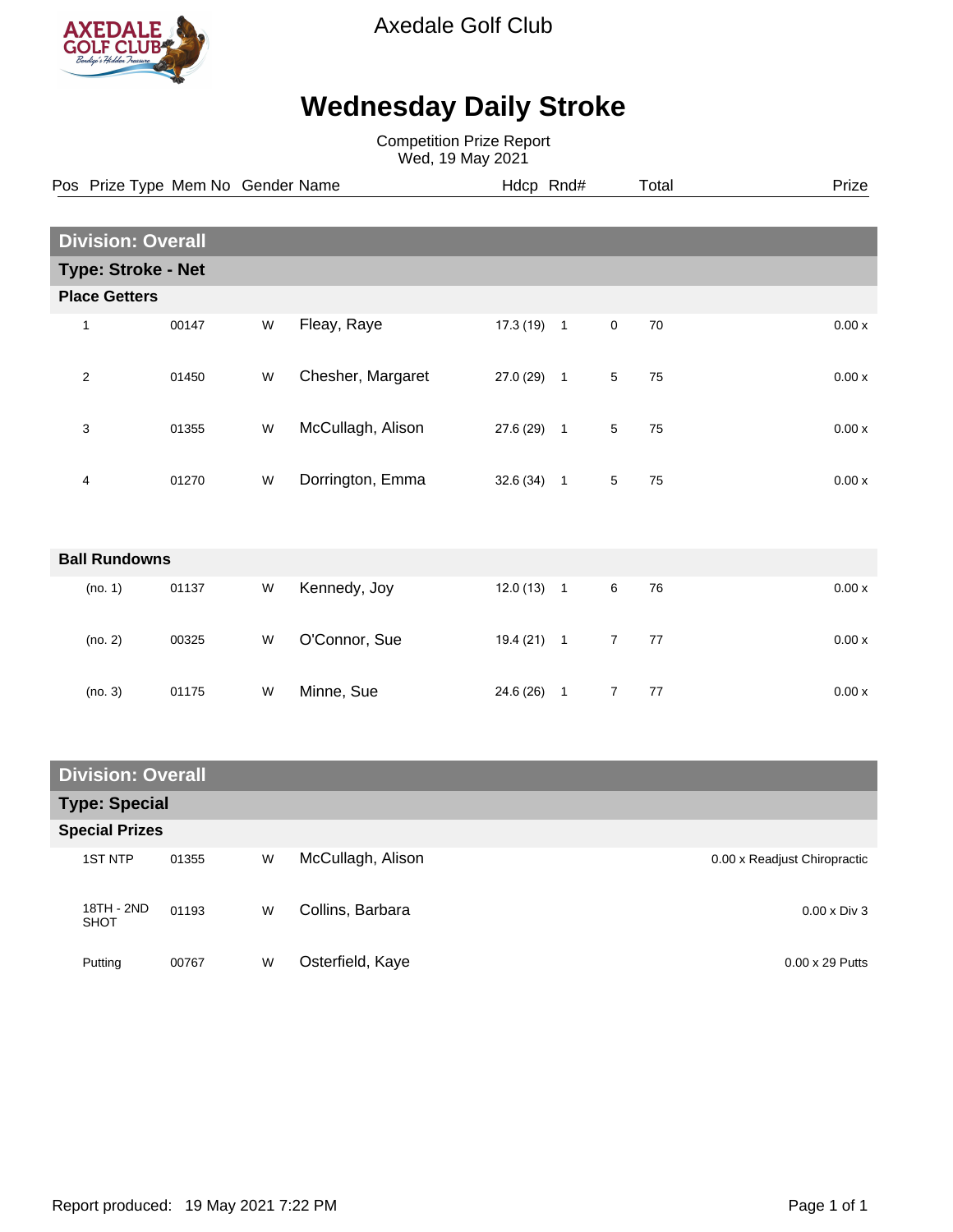Axedale Golf Club

# Wednesday Daily Stroke

Competition Prize Report
Wed, 19 May 2021

## Division: Overall

### Type: Stroke - Net

| Pos | Prize Type | Mem No | Gender | Name | Hdcp | Rnd# | | Total | Prize |
|---|---|---|---|---|---|---|---|---|---|
| **Place Getters** | | | | | | | | | |
| 1 | | 00147 | W | Fleay, Raye | 17.3 (19) | 1 | 0 | 70 | 0.00 x |
| 2 | | 01450 | W | Chesher, Margaret | 27.0 (29) | 1 | 5 | 75 | 0.00 x |
| 3 | | 01355 | W | McCullagh, Alison | 27.6 (29) | 1 | 5 | 75 | 0.00 x |
| 4 | | 01270 | W | Dorrington, Emma | 32.6 (34) | 1 | 5 | 75 | 0.00 x |
| **Ball Rundowns** | | | | | | | | | |
| (no. 1) | | 01137 | W | Kennedy, Joy | 12.0 (13) | 1 | 6 | 76 | 0.00 x |
| (no. 2) | | 00325 | W | O'Connor, Sue | 19.4 (21) | 1 | 7 | 77 | 0.00 x |
| (no. 3) | | 01175 | W | Minne, Sue | 24.6 (26) | 1 | 7 | 77 | 0.00 x |

## Division: Overall

### Type: Special

| Prize Type | Mem No | Gender | Name | Prize |
|---|---|---|---|---|
| **Special Prizes** | | | | |
| 1ST NTP | 01355 | W | McCullagh, Alison | 0.00 x Readjust Chiropractic |
| 18TH - 2ND SHOT | 01193 | W | Collins, Barbara | 0.00 x Div 3 |
| Putting | 00767 | W | Osterfield, Kaye | 0.00 x 29 Putts |

Report produced: 19 May 2021 7:22 PM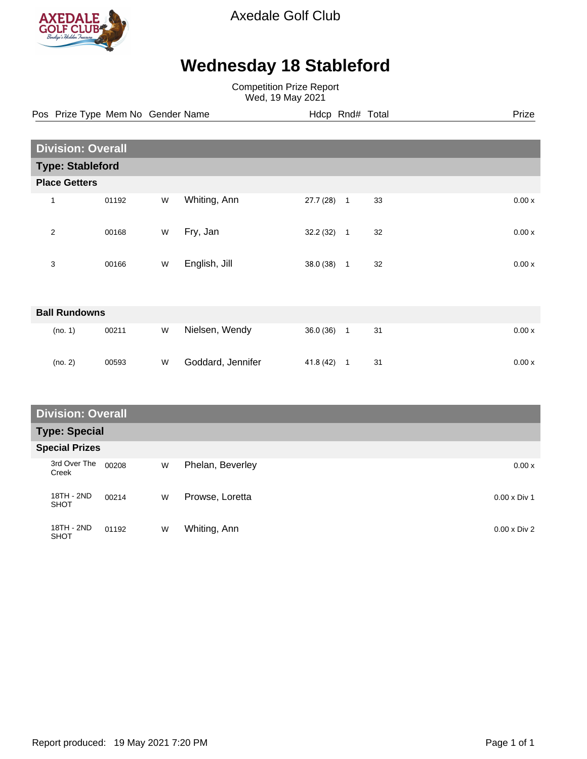Axedale Golf Club

# Wednesday 18 Stableford

Competition Prize Report
Wed, 19 May 2021

## Division: Overall

### Type: Stableford

**Place Getters**

| Pos | Prize Type | Mem No | Gender | Name | Hdcp | Rnd# | Total | Prize |
|---|---|---|---|---|---|---|---|---|
| 1 | | 01192 | W | Whiting, Ann | 27.7 (28) | 1 | 33 | 0.00 x |
| 2 | | 00168 | W | Fry, Jan | 32.2 (32) | 1 | 32 | 0.00 x |
| 3 | | 00166 | W | English, Jill | 38.0 (38) | 1 | 32 | 0.00 x |

**Ball Rundowns**

| Pos | Prize Type | Mem No | Gender | Name | Hdcp | Rnd# | Total | Prize |
|---|---|---|---|---|---|---|---|---|
| (no. 1) | | 00211 | W | Nielsen, Wendy | 36.0 (36) | 1 | 31 | 0.00 x |
| (no. 2) | | 00593 | W | Goddard, Jennifer | 41.8 (42) | 1 | 31 | 0.00 x |

## Division: Overall

### Type: Special

**Special Prizes**

| Pos | Prize Type | Mem No | Gender | Name | Hdcp | Rnd# | Total | Prize |
|---|---|---|---|---|---|---|---|---|
| | 3rd Over The Creek | 00208 | W | Phelan, Beverley | | | | 0.00 x |
| | 18TH - 2ND SHOT | 00214 | W | Prowse, Loretta | | | | 0.00 x Div 1 |
| | 18TH - 2ND SHOT | 01192 | W | Whiting, Ann | | | | 0.00 x Div 2 |

Report produced: 19 May 2021 7:20 PM